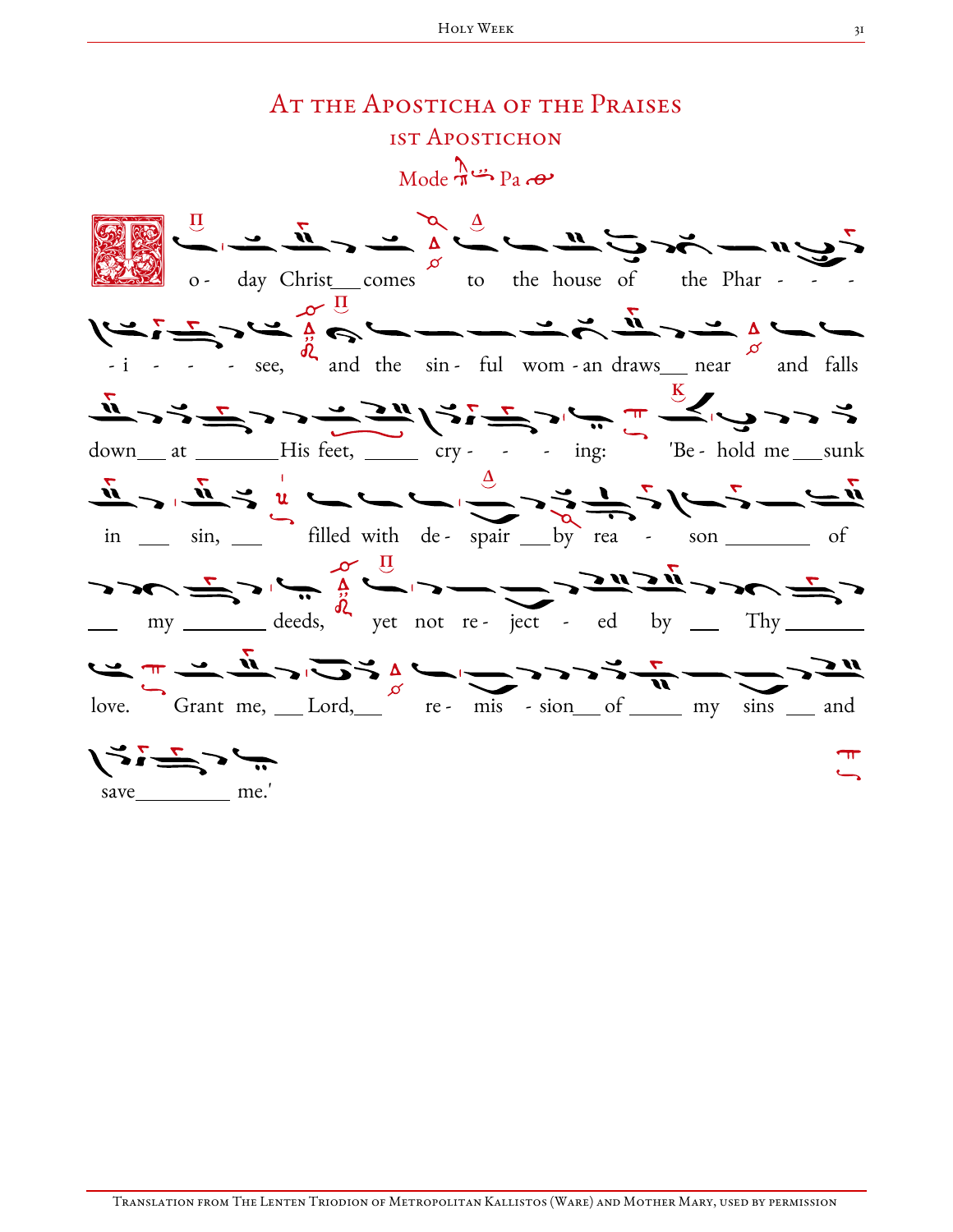# At the Aposticha of the Praises

## 1st Apostichon

Mode Pa

To-day Christ comes to the house of the Phar-i-see, and the sin-ful wom-an draws near and falls down at His feet, cry-ing: 'Be-hold me sunk in sin, filled with de-spair by rea-son of my deeds, yet not re-ject-ed by Thy love. Grant me, Lord, re-mis-sion of my sins and save me.'

Translation from The Lenten Triodion of Metropolitan Kallistos (Ware) and Mother Mary, used by permission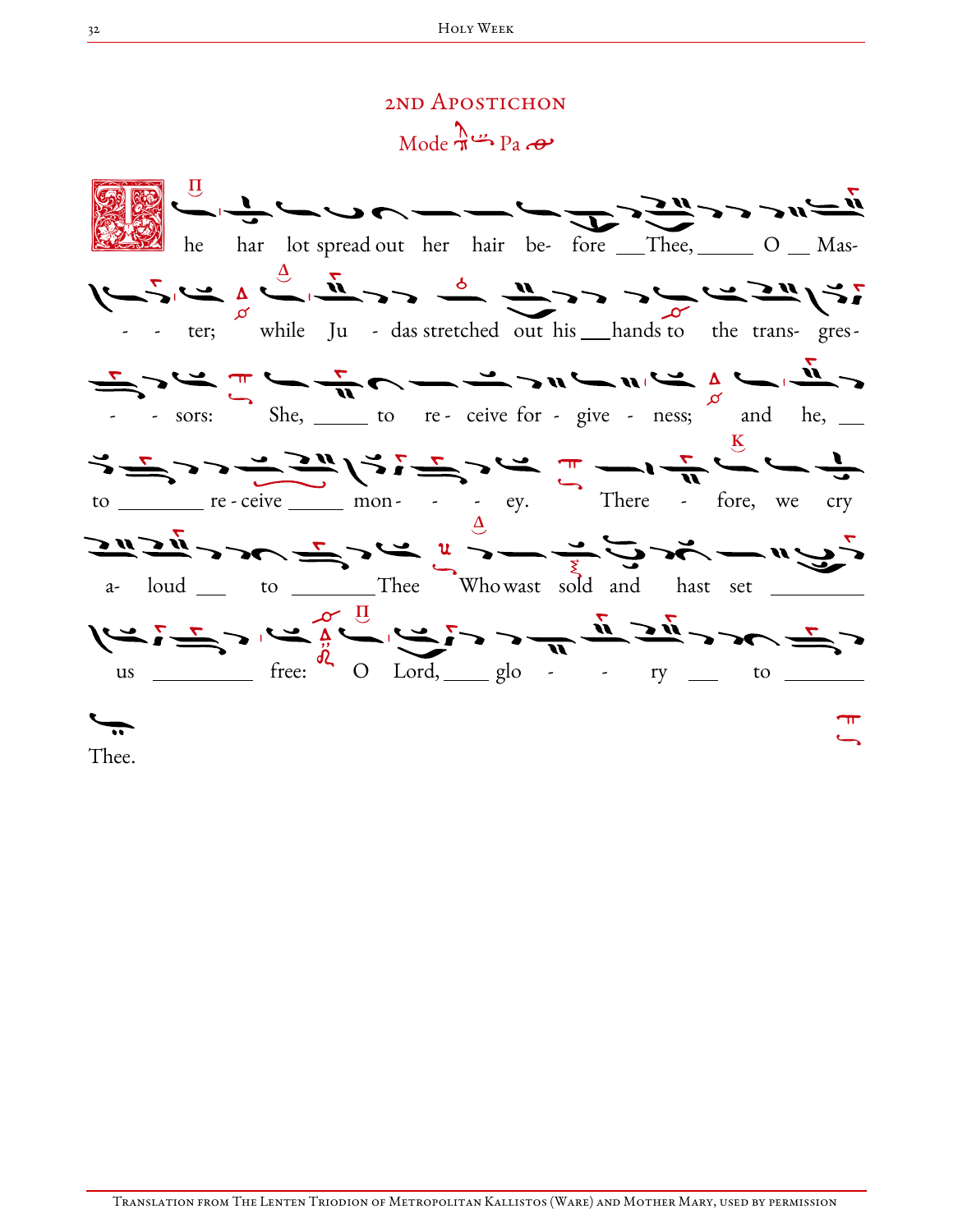## 2nd Aposticon

Mode Pa

The har lot spread out her hair be- fore Thee, O Mas- - - ter; while Ju - das stretched out his hands to the trans- gres- - - sors: She, to re- ceive for - give - ness; and he, to re - ceive mon- - - ey. There - fore, we cry a- loud to Thee Who wast sold and hast set us free: O Lord, glo - - ry to Thee.

Translation from The Lenten Triodion of Metropolitan Kallistos (Ware) and Mother Mary, used by permission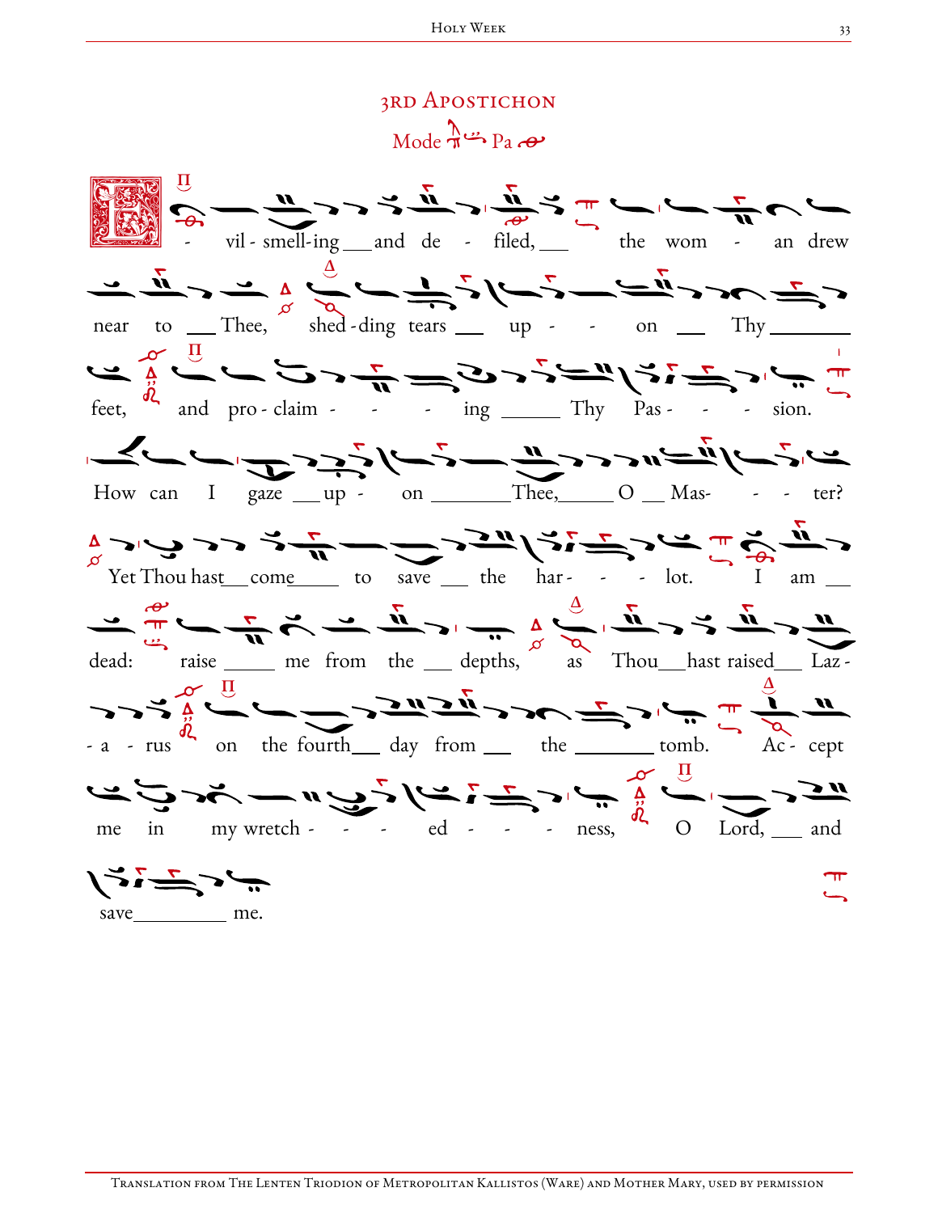## 3rd Apostichon

Mode Pa

Evil-smelling and defiled, the woman drew near to Thee, shedding tears upon Thy feet, and proclaiming Thy Passion. How can I gaze upon Thee, O Master? Yet Thou hast come to save the harlot. I am dead: raise me from the depths, as Thou hast raised Lazarus on the fourth day from the tomb. Accept me in my wretchedness, O Lord, and save me.

Translation from The Lenten Triodion of Metropolitan Kallistos (Ware) and Mother Mary, used by permission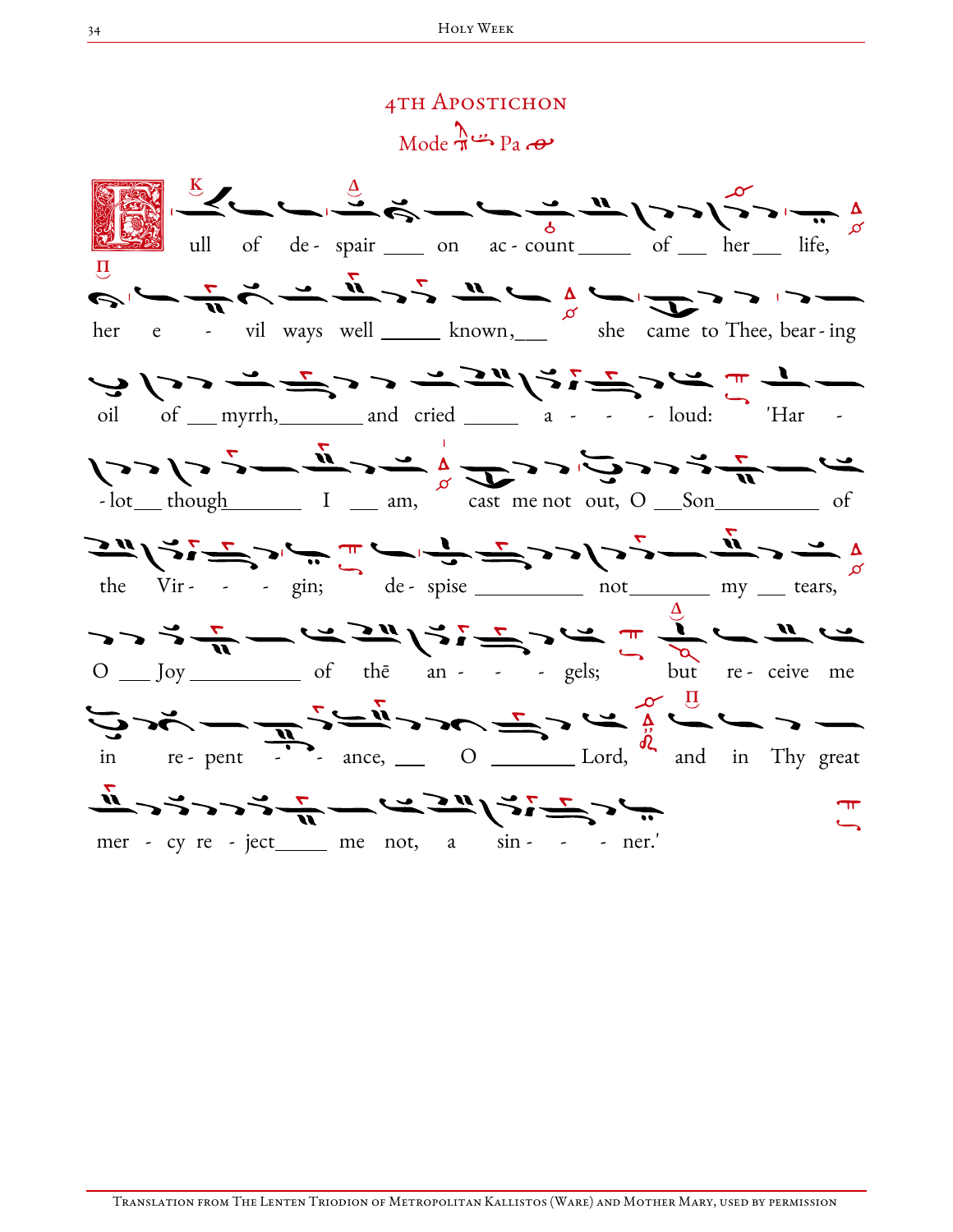## 4th Aposticheon

Mode Pa

Full of de - spair ___ on ac - count _____ of ___ her ___ life,

her e - vil ways well ______ known,___ she came to Thee, bear - ing

oil of ___ myrrh,________ and cried _____ a - - - loud: 'Har -

- lot___ though________ I ___ am, cast me not out, O ___Son__________ of

the Vir - - - gin; de - spise __________ not________ my ___ tears,

O ___ Joy ___________ of thē an - - - gels; but re - ceive me

in re - pent - - ance, ___ O ________ Lord, and in Thy great

mer - cy re - ject_____ me not, a sin - - - ner.'

Translation from The Lenten Triodion of Metropolitan Kallistos (Ware) and Mother Mary, used by permission